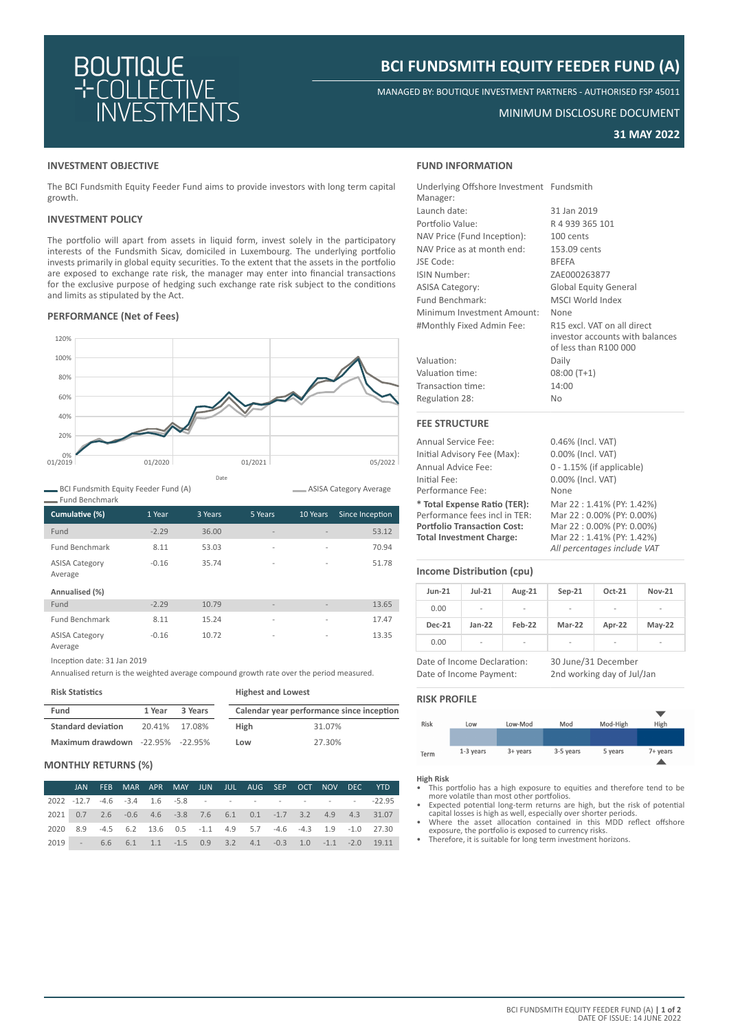# BOUTIQUE COLLECTIVE INVESTMENTS

# BCI FUNDSMITH EQUITY FEEDER FUND (A)

MANAGED BY: BOUTIQUE INVESTMENT PARTNERS - AUTHORISED FSP 45011

MINIMUM DISCLOSURE DOCUMENT

**31 MAY 2022**

## INVESTMENT OBJECTIVE

The BCI Fundsmith Equity Feeder Fund aims to provide investors with long term capital growth.

## INVESTMENT POLICY

The portfolio will apart from assets in liquid form, invest solely in the participatory interests of the Fundsmith Sicav, domiciled in Luxembourg. The underlying portfolio invests primarily in global equity securities. To the extent that the assets in the portfolio are exposed to exchange rate risk, the manager may enter into financial transactions for the exclusive purpose of hedging such exchange rate risk subject to the conditions and limits as stipulated by the Act.

## PERFORMANCE (Net of Fees)

120%
100%
80%
60%
40%
20%
0%
01/2019
01/2020
01/2021
05/2022
Date

BCI Fundsmith Equity Feeder Fund (A)
ASISA Category Average
Fund Benchmark

| Cumulative (%) | 1 Year | 3 Years | 5 Years | 10 Years | Since Inception |
|---|---|---|---|---|---|
| Fund | -2.29 | 36.00 | - | - | 53.12 |
| Fund Benchmark | 8.11 | 53.03 | - | - | 70.94 |
| ASISA Category Average | -0.16 | 35.74 | - | - | 51.78 |
| **Annualised (%)** | | | | | |
| Fund | -2.29 | 10.79 | - | - | 13.65 |
| Fund Benchmark | 8.11 | 15.24 | - | - | 17.47 |
| ASISA Category Average | -0.16 | 10.72 | - | - | 13.35 |

Inception date: 31 Jan 2019

Annualised return is the weighted average compound growth rate over the period measured.

**Risk Statistics**

| Fund | 1 Year | 3 Years |
|---|---|---|
| **Standard deviation** | 20.41% | 17.08% |
| **Maximum drawdown** | -22.95% | -22.95% |

**Highest and Lowest**

| Calendar year performance since inception | |
|---|---|
| **High** | 31.07% |
| **Low** | 27.30% |

## MONTHLY RETURNS (%)

| | JAN | FEB | MAR | APR | MAY | JUN | JUL | AUG | SEP | OCT | NOV | DEC | YTD |
|---|---|---|---|---|---|---|---|---|---|---|---|---|---|
| 2022 | -12.7 | -4.6 | -3.4 | 1.6 | -5.8 | - | - | - | - | - | - | - | -22.95 |
| 2021 | 0.7 | 2.6 | -0.6 | 4.6 | -3.8 | 7.6 | 6.1 | 0.1 | -1.7 | 3.2 | 4.9 | 4.3 | 31.07 |
| 2020 | 8.9 | -4.5 | 6.2 | 13.6 | 0.5 | -1.1 | 4.9 | 5.7 | -4.6 | -4.3 | 1.9 | -1.0 | 27.30 |
| 2019 | - | 6.6 | 6.1 | 1.1 | -1.5 | 0.9 | 3.2 | 4.1 | -0.3 | 1.0 | -1.1 | -2.0 | 19.11 |

## FUND INFORMATION

| | |
|---|---|
| Underlying Offshore Investment Manager: | Fundsmith |
| Launch date: | 31 Jan 2019 |
| Portfolio Value: | R 4 939 365 101 |
| NAV Price (Fund Inception): | 100 cents |
| NAV Price as at month end: | 153.09 cents |
| JSE Code: | BFEFA |
| ISIN Number: | ZAE000263877 |
| ASISA Category: | Global Equity General |
| Fund Benchmark: | MSCI World Index |
| Minimum Investment Amount: | None |
| #Monthly Fixed Admin Fee: | R15 excl. VAT on all direct investor accounts with balances of less than R100 000 |
| Valuation: | Daily |
| Valuation time: | 08:00 (T+1) |
| Transaction time: | 14:00 |
| Regulation 28: | No |

## FEE STRUCTURE

| | |
|---|---|
| Annual Service Fee: | 0.46% (Incl. VAT) |
| Initial Advisory Fee (Max): | 0.00% (Incl. VAT) |
| Annual Advice Fee: | 0 - 1.15% (if applicable) |
| Initial Fee: | 0.00% (Incl. VAT) |
| Performance Fee: | None |
| **\* Total Expense Ratio (TER):** | Mar 22 : 1.41% (PY: 1.42%) |
| Performance fees incl in TER: | Mar 22 : 0.00% (PY: 0.00%) |
| **Portfolio Transaction Cost:** | Mar 22 : 0.00% (PY: 0.00%) |
| **Total Investment Charge:** | Mar 22 : 1.41% (PY: 1.42%) |

*All percentages include VAT*

## Income Distribution (cpu)

| Jun-21 | Jul-21 | Aug-21 | Sep-21 | Oct-21 | Nov-21 |
|---|---|---|---|---|---|
| 0.00 | - | - | - | - | - |
| **Dec-21** | **Jan-22** | **Feb-22** | **Mar-22** | **Apr-22** | **May-22** |
| 0.00 | - | - | - | - | - |

| | |
|---|---|
| Date of Income Declaration: | 30 June/31 December |
| Date of Income Payment: | 2nd working day of Jul/Jan |

## RISK PROFILE

| Risk | Low | Low-Mod | Mod | Mod-High | High |
|---|---|---|---|---|---|
| Term | 1-3 years | 3+ years | 3-5 years | 5 years | 7+ years |

**High Risk**

- This portfolio has a high exposure to equities and therefore tend to be more volatile than most other portfolios.
- Expected potential long-term returns are high, but the risk of potential capital losses is high as well, especially over shorter periods.
- Where the asset allocation contained in this MDD reflect offshore exposure, the portfolio is exposed to currency risks.
- Therefore, it is suitable for long term investment horizons.

DATE OF ISSUE: 14 JUNE 2022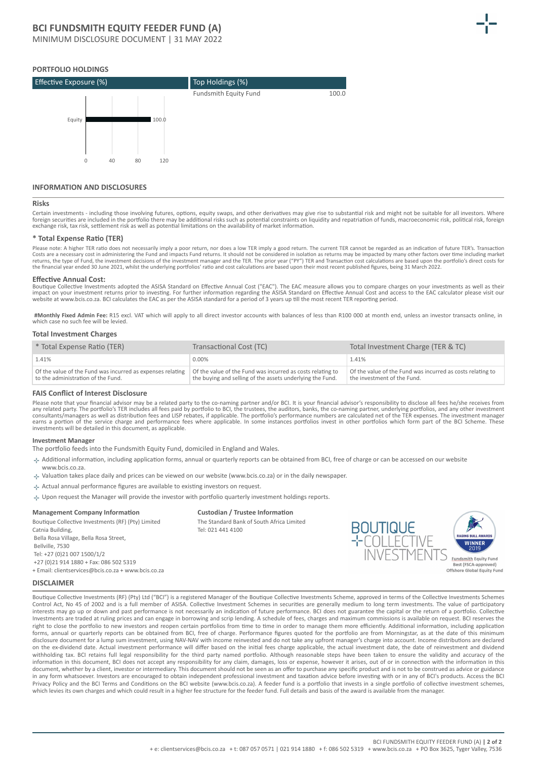# BCI FUNDSMITH EQUITY FEEDER FUND (A)

MINIMUM DISCLOSURE DOCUMENT | 31 MAY 2022

## PORTFOLIO HOLDINGS

**Effective Exposure (%)**

Equity
100.0
0
40
80
120

**Top Holdings (%)**

| | |
|---|---|
| Fundsmith Equity Fund | 100.0 |

## INFORMATION AND DISCLOSURES

### Risks

Certain investments - including those involving futures, options, equity swaps, and other derivatives may give rise to substantial risk and might not be suitable for all investors. Where foreign securities are included in the portfolio there may be additional risks such as potential constraints on liquidity and repatriation of funds, macroeconomic risk, political risk, foreign exchange risk, tax risk, settlement risk as well as potential limitations on the availability of market information.

### * Total Expense Ratio (TER)

Please note: A higher TER ratio does not necessarily imply a poor return, nor does a low TER imply a good return. The current TER cannot be regarded as an indication of future TER's. Transaction Costs are a necessary cost in administering the Fund and impacts Fund returns. It should not be considered in isolation as returns may be impacted by many other factors over time including market returns, the type of Fund, the investment decisions of the investment manager and the TER. The prior year ("PY") TER and Transaction cost calculations are based upon the portfolio's direct costs for the financial year ended 30 June 2021, whilst the underlying portfolios' ratio and cost calculations are based upon their most recent published figures, being 31 March 2022.

### Effective Annual Cost:

Boutique Collective Investments adopted the ASISA Standard on Effective Annual Cost ("EAC"). The EAC measure allows you to compare charges on your investments as well as their impact on your investment returns prior to investing. For further information regarding the ASISA Standard on Effective Annual Cost and access to the EAC calculator please visit our website at www.bcis.co.za. BCI calculates the EAC as per the ASISA standard for a period of 3 years up till the most recent TER reporting period.

**#Monthly Fixed Admin Fee:** R15 excl. VAT which will apply to all direct investor accounts with balances of less than R100 000 at month end, unless an investor transacts online, in which case no such fee will be levied.

### Total Investment Charges

| * Total Expense Ratio (TER) | Transactional Cost (TC) | Total Investment Charge (TER & TC) |
|---|---|---|
| 1.41% | 0.00% | 1.41% |
| Of the value of the Fund was incurred as expenses relating to the administration of the Fund. | Of the value of the Fund was incurred as costs relating to the buying and selling of the assets underlying the Fund. | Of the value of the Fund was incurred as costs relating to the investment of the Fund. |

### FAIS Conflict of Interest Disclosure

Please note that your financial advisor may be a related party to the co-naming partner and/or BCI. It is your financial advisor's responsibility to disclose all fees he/she receives from any related party. The portfolio's TER includes all fees paid by portfolio to BCI, the trustees, the auditors, banks, the co-naming partner, underlying portfolios, and any other investment consultants/managers as well as distribution fees and LISP rebates, if applicable. The portfolio's performance numbers are calculated net of the TER expenses. The investment manager earns a portion of the service charge and performance fees where applicable. In some instances portfolios invest in other portfolios which form part of the BCI Scheme. These investments will be detailed in this document, as applicable.

### Investment Manager

The portfolio feeds into the Fundsmith Equity Fund, domiciled in England and Wales.

- Additional information, including application forms, annual or quarterly reports can be obtained from BCI, free of charge or can be accessed on our website www.bcis.co.za.
- Valuation takes place daily and prices can be viewed on our website (www.bcis.co.za) or in the daily newspaper.
- Actual annual performance figures are available to existing investors on request.
- Upon request the Manager will provide the investor with portfolio quarterly investment holdings reports.

### Management Company Information

Boutique Collective Investments (RF) (Pty) Limited
Catnia Building,
Bella Rosa Village, Bella Rosa Street,
Bellville, 7530
Tel: +27 (0)21 007 1500/1/2
+27 (0)21 914 1880 + Fax: 086 502 5319
+ Email: clientservices@bcis.co.za + www.bcis.co.za

### Custodian / Trustee Information

The Standard Bank of South Africa Limited
Tel: 021 441 4100

BOUTIQUE COLLECTIVE INVESTMENTS

RAGING BULL AWARDS WINNER 2019
Fundsmith Equity Fund
Best (FSCA-approved) Offshore Global Equity Fund

## DISCLAIMER

Boutique Collective Investments (RF) (Pty) Ltd ("BCI") is a registered Manager of the Boutique Collective Investments Scheme, approved in terms of the Collective Investments Schemes Control Act, No 45 of 2002 and is a full member of ASISA. Collective Investment Schemes in securities are generally medium to long term investments. The value of participatory interests may go up or down and past performance is not necessarily an indication of future performance. BCI does not guarantee the capital or the return of a portfolio. Collective Investments are traded at ruling prices and can engage in borrowing and scrip lending. A schedule of fees, charges and maximum commissions is available on request. BCI reserves the right to close the portfolio to new investors and reopen certain portfolios from time to time in order to manage them more efficiently. Additional information, including application forms, annual or quarterly reports can be obtained from BCI, free of charge. Performance figures quoted for the portfolio are from Morningstar, as at the date of this minimum disclosure document for a lump sum investment, using NAV-NAV with income reinvested and do not take any upfront manager's charge into account. Income distributions are declared on the ex-dividend date. Actual investment performance will differ based on the initial fees charge applicable, the actual investment date, the date of reinvestment and dividend withholding tax. BCI retains full legal responsibility for the third party named portfolio. Although reasonable steps have been taken to ensure the validity and accuracy of the information in this document, BCI does not accept any responsibility for any claim, damages, loss or expense, however it arises, out of or in connection with the information in this document, whether by a client, investor or intermediary. This document should not be seen as an offer to purchase any specific product and is not to be construed as advice or guidance in any form whatsoever. Investors are encouraged to obtain independent professional investment and taxation advice before investing with or in any of BCI's products. Access the BCI Privacy Policy and the BCI Terms and Conditions on the BCI website (www.bcis.co.za). A feeder fund is a portfolio that invests in a single portfolio of collective investment schemes, which levies its own charges and which could result in a higher fee structure for the feeder fund. Full details and basis of the award is available from the manager.

+ e: clientservices@bcis.co.za + t: 087 057 0571 | 021 914 1880 + f: 086 502 5319 + www.bcis.co.za + PO Box 3625, Tyger Valley, 7536